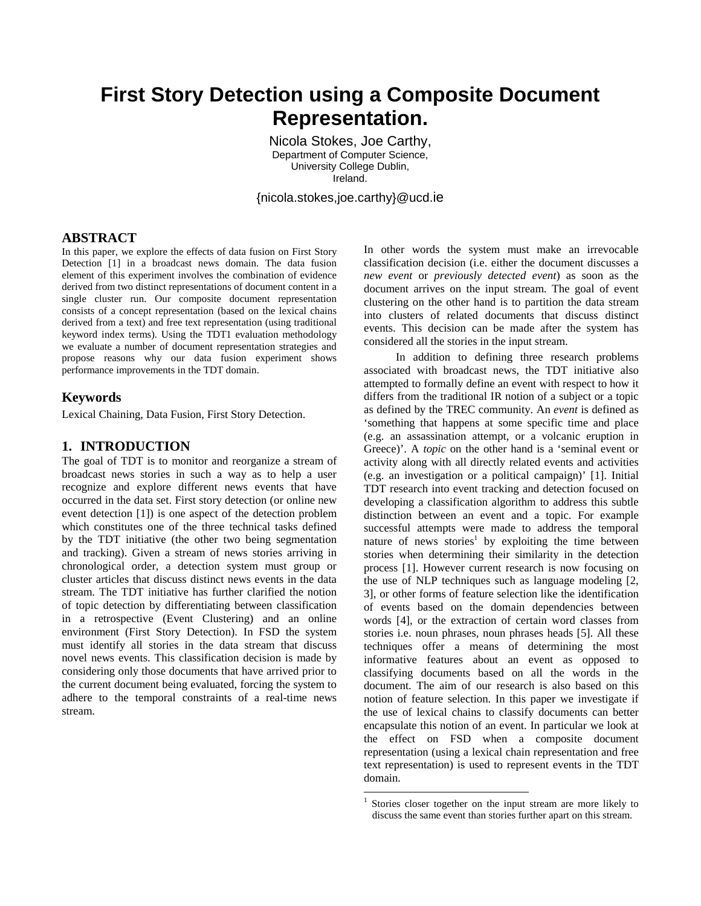# First Story Detection using a Composite Document Representation.

Nicola Stokes, Joe Carthy,
Department of Computer Science,
University College Dublin,
Ireland.

{nicola.stokes,joe.carthy}@ucd.ie

## ABSTRACT

In this paper, we explore the effects of data fusion on First Story Detection [1] in a broadcast news domain. The data fusion element of this experiment involves the combination of evidence derived from two distinct representations of document content in a single cluster run. Our composite document representation consists of a concept representation (based on the lexical chains derived from a text) and free text representation (using traditional keyword index terms). Using the TDT1 evaluation methodology we evaluate a number of document representation strategies and propose reasons why our data fusion experiment shows performance improvements in the TDT domain.

## Keywords

Lexical Chaining, Data Fusion, First Story Detection.

## 1. INTRODUCTION

The goal of TDT is to monitor and reorganize a stream of broadcast news stories in such a way as to help a user recognize and explore different news events that have occurred in the data set. First story detection (or online new event detection [1]) is one aspect of the detection problem which constitutes one of the three technical tasks defined by the TDT initiative (the other two being segmentation and tracking). Given a stream of news stories arriving in chronological order, a detection system must group or cluster articles that discuss distinct news events in the data stream. The TDT initiative has further clarified the notion of topic detection by differentiating between classification in a retrospective (Event Clustering) and an online environment (First Story Detection). In FSD the system must identify all stories in the data stream that discuss novel news events. This classification decision is made by considering only those documents that have arrived prior to the current document being evaluated, forcing the system to adhere to the temporal constraints of a real-time news stream. In other words the system must make an irrevocable classification decision (i.e. either the document discusses a *new event* or *previously detected event*) as soon as the document arrives on the input stream. The goal of event clustering on the other hand is to partition the data stream into clusters of related documents that discuss distinct events. This decision can be made after the system has considered all the stories in the input stream.

In addition to defining three research problems associated with broadcast news, the TDT initiative also attempted to formally define an event with respect to how it differs from the traditional IR notion of a subject or a topic as defined by the TREC community. An *event* is defined as 'something that happens at some specific time and place (e.g. an assassination attempt, or a volcanic eruption in Greece)'. A *topic* on the other hand is a 'seminal event or activity along with all directly related events and activities (e.g. an investigation or a political campaign)' [1]. Initial TDT research into event tracking and detection focused on developing a classification algorithm to address this subtle distinction between an event and a topic. For example successful attempts were made to address the temporal nature of news stories[1] by exploiting the time between stories when determining their similarity in the detection process [1]. However current research is now focusing on the use of NLP techniques such as language modeling [2, 3], or other forms of feature selection like the identification of events based on the domain dependencies between words [4], or the extraction of certain word classes from stories i.e. noun phrases, noun phrases heads [5]. All these techniques offer a means of determining the most informative features about an event as opposed to classifying documents based on all the words in the document. The aim of our research is also based on this notion of feature selection. In this paper we investigate if the use of lexical chains to classify documents can better encapsulate this notion of an event. In particular we look at the effect on FSD when a composite document representation (using a lexical chain representation and free text representation) is used to represent events in the TDT domain.

[1] Stories closer together on the input stream are more likely to discuss the same event than stories further apart on this stream.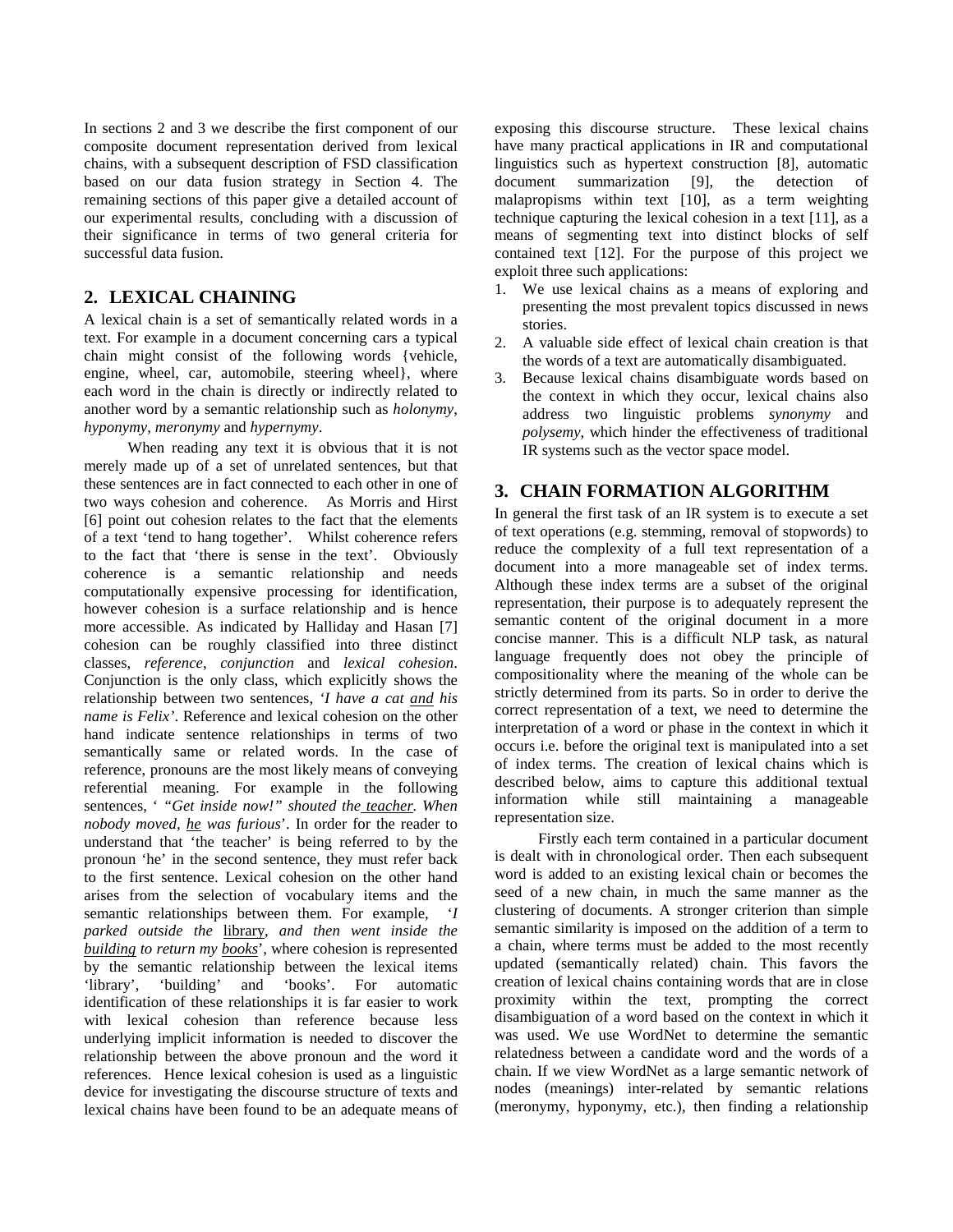In sections 2 and 3 we describe the first component of our composite document representation derived from lexical chains, with a subsequent description of FSD classification based on our data fusion strategy in Section 4. The remaining sections of this paper give a detailed account of our experimental results, concluding with a discussion of their significance in terms of two general criteria for successful data fusion.

## 2. LEXICAL CHAINING

A lexical chain is a set of semantically related words in a text. For example in a document concerning cars a typical chain might consist of the following words {vehicle, engine, wheel, car, automobile, steering wheel}, where each word in the chain is directly or indirectly related to another word by a semantic relationship such as *holonymy*, *hyponymy*, *meronymy* and *hypernymy*.

When reading any text it is obvious that it is not merely made up of a set of unrelated sentences, but that these sentences are in fact connected to each other in one of two ways cohesion and coherence. As Morris and Hirst [6] point out cohesion relates to the fact that the elements of a text 'tend to hang together'. Whilst coherence refers to the fact that 'there is sense in the text'. Obviously coherence is a semantic relationship and needs computationally expensive processing for identification, however cohesion is a surface relationship and is hence more accessible. As indicated by Halliday and Hasan [7] cohesion can be roughly classified into three distinct classes, *reference*, *conjunction* and *lexical cohesion*. Conjunction is the only class, which explicitly shows the relationship between two sentences, *'I have a cat and his name is Felix'*. Reference and lexical cohesion on the other hand indicate sentence relationships in terms of two semantically same or related words. In the case of reference, pronouns are the most likely means of conveying referential meaning. For example in the following sentences, ' *"Get inside now!" shouted the teacher. When nobody moved, he was furious*'. In order for the reader to understand that 'the teacher' is being referred to by the pronoun 'he' in the second sentence, they must refer back to the first sentence. Lexical cohesion on the other hand arises from the selection of vocabulary items and the semantic relationships between them. For example, *'I parked outside the library, and then went inside the building to return my books*', where cohesion is represented by the semantic relationship between the lexical items 'library', 'building' and 'books'. For automatic identification of these relationships it is far easier to work with lexical cohesion than reference because less underlying implicit information is needed to discover the relationship between the above pronoun and the word it references. Hence lexical cohesion is used as a linguistic device for investigating the discourse structure of texts and lexical chains have been found to be an adequate means of exposing this discourse structure. These lexical chains have many practical applications in IR and computational linguistics such as hypertext construction [8], automatic document summarization [9], the detection of malapropisms within text [10], as a term weighting technique capturing the lexical cohesion in a text [11], as a means of segmenting text into distinct blocks of self contained text [12]. For the purpose of this project we exploit three such applications:

1. We use lexical chains as a means of exploring and presenting the most prevalent topics discussed in news stories.
2. A valuable side effect of lexical chain creation is that the words of a text are automatically disambiguated.
3. Because lexical chains disambiguate words based on the context in which they occur, lexical chains also address two linguistic problems *synonymy* and *polysemy*, which hinder the effectiveness of traditional IR systems such as the vector space model.

## 3. CHAIN FORMATION ALGORITHM

In general the first task of an IR system is to execute a set of text operations (e.g. stemming, removal of stopwords) to reduce the complexity of a full text representation of a document into a more manageable set of index terms. Although these index terms are a subset of the original representation, their purpose is to adequately represent the semantic content of the original document in a more concise manner. This is a difficult NLP task, as natural language frequently does not obey the principle of compositionality where the meaning of the whole can be strictly determined from its parts. So in order to derive the correct representation of a text, we need to determine the interpretation of a word or phase in the context in which it occurs i.e. before the original text is manipulated into a set of index terms. The creation of lexical chains which is described below, aims to capture this additional textual information while still maintaining a manageable representation size.

Firstly each term contained in a particular document is dealt with in chronological order. Then each subsequent word is added to an existing lexical chain or becomes the seed of a new chain, in much the same manner as the clustering of documents. A stronger criterion than simple semantic similarity is imposed on the addition of a term to a chain, where terms must be added to the most recently updated (semantically related) chain. This favors the creation of lexical chains containing words that are in close proximity within the text, prompting the correct disambiguation of a word based on the context in which it was used. We use WordNet to determine the semantic relatedness between a candidate word and the words of a chain. If we view WordNet as a large semantic network of nodes (meanings) inter-related by semantic relations (meronymy, hyponymy, etc.), then finding a relationship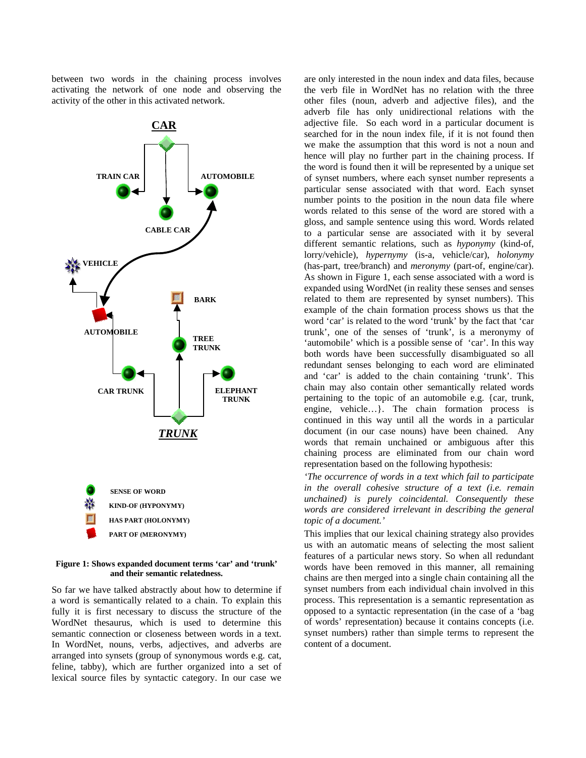between two words in the chaining process involves activating the network of one node and observing the activity of the other in this activated network.

**Figure 1: Shows expanded document terms 'car' and 'trunk' and their semantic relatedness.**

So far we have talked abstractly about how to determine if a word is semantically related to a chain. To explain this fully it is first necessary to discuss the structure of the WordNet thesaurus, which is used to determine this semantic connection or closeness between words in a text. In WordNet, nouns, verbs, adjectives, and adverbs are arranged into synsets (group of synonymous words e.g. cat, feline, tabby), which are further organized into a set of lexical source files by syntactic category. In our case we are only interested in the noun index and data files, because the verb file in WordNet has no relation with the three other files (noun, adverb and adjective files), and the adverb file has only unidirectional relations with the adjective file. So each word in a particular document is searched for in the noun index file, if it is not found then we make the assumption that this word is not a noun and hence will play no further part in the chaining process. If the word is found then it will be represented by a unique set of synset numbers, where each synset number represents a particular sense associated with that word. Each synset number points to the position in the noun data file where words related to this sense of the word are stored with a gloss, and sample sentence using this word. Words related to a particular sense are associated with it by several different semantic relations, such as *hyponymy* (kind-of, lorry/vehicle), *hypernymy* (is-a, vehicle/car), *holonymy* (has-part, tree/branch) and *meronymy* (part-of, engine/car). As shown in Figure 1, each sense associated with a word is expanded using WordNet (in reality these senses and senses related to them are represented by synset numbers). This example of the chain formation process shows us that the word 'car' is related to the word 'trunk' by the fact that 'car trunk', one of the senses of 'trunk', is a meronymy of 'automobile' which is a possible sense of 'car'. In this way both words have been successfully disambiguated so all redundant senses belonging to each word are eliminated and 'car' is added to the chain containing 'trunk'. This chain may also contain other semantically related words pertaining to the topic of an automobile e.g. {car, trunk, engine, vehicle…}. The chain formation process is continued in this way until all the words in a particular document (in our case nouns) have been chained. Any words that remain unchained or ambiguous after this chaining process are eliminated from our chain word representation based on the following hypothesis:

*'The occurrence of words in a text which fail to participate in the overall cohesive structure of a text (i.e. remain unchained) is purely coincidental. Consequently these words are considered irrelevant in describing the general topic of a document.'*

This implies that our lexical chaining strategy also provides us with an automatic means of selecting the most salient features of a particular news story. So when all redundant words have been removed in this manner, all remaining chains are then merged into a single chain containing all the synset numbers from each individual chain involved in this process. This representation is a semantic representation as opposed to a syntactic representation (in the case of a 'bag of words' representation) because it contains concepts (i.e. synset numbers) rather than simple terms to represent the content of a document.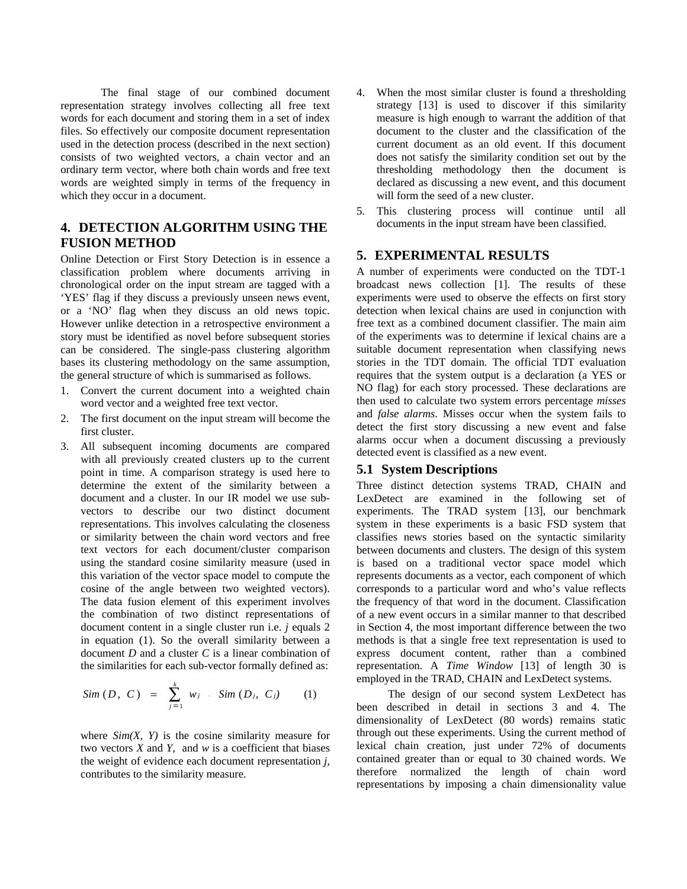The final stage of our combined document representation strategy involves collecting all free text words for each document and storing them in a set of index files. So effectively our composite document representation used in the detection process (described in the next section) consists of two weighted vectors, a chain vector and an ordinary term vector, where both chain words and free text words are weighted simply in terms of the frequency in which they occur in a document.

## 4. DETECTION ALGORITHM USING THE FUSION METHOD

Online Detection or First Story Detection is in essence a classification problem where documents arriving in chronological order on the input stream are tagged with a 'YES' flag if they discuss a previously unseen news event, or a 'NO' flag when they discuss an old news topic. However unlike detection in a retrospective environment a story must be identified as novel before subsequent stories can be considered. The single-pass clustering algorithm bases its clustering methodology on the same assumption, the general structure of which is summarised as follows.

1. Convert the current document into a weighted chain word vector and a weighted free text vector.
2. The first document on the input stream will become the first cluster.
3. All subsequent incoming documents are compared with all previously created clusters up to the current point in time. A comparison strategy is used here to determine the extent of the similarity between a document and a cluster. In our IR model we use sub-vectors to describe our two distinct document representations. This involves calculating the closeness or similarity between the chain word vectors and free text vectors for each document/cluster comparison using the standard cosine similarity measure (used in this variation of the vector space model to compute the cosine of the angle between two weighted vectors). The data fusion element of this experiment involves the combination of two distinct representations of document content in a single cluster run i.e. $j$ equals 2 in equation (1). So the overall similarity between a document $D$ and a cluster $C$ is a linear combination of the similarities for each sub-vector formally defined as:

$$Sim(D, C) = \sum_{j=1}^{k} w_j \cdot Sim(D_j, C_j) \qquad (1)$$

   where $Sim(X, Y)$ is the cosine similarity measure for two vectors $X$ and $Y$, and $w$ is a coefficient that biases the weight of evidence each document representation $j$, contributes to the similarity measure.

4. When the most similar cluster is found a thresholding strategy [13] is used to discover if this similarity measure is high enough to warrant the addition of that document to the cluster and the classification of the current document as an old event. If this document does not satisfy the similarity condition set out by the thresholding methodology then the document is declared as discussing a new event, and this document will form the seed of a new cluster.
5. This clustering process will continue until all documents in the input stream have been classified.

## 5. EXPERIMENTAL RESULTS

A number of experiments were conducted on the TDT-1 broadcast news collection [1]. The results of these experiments were used to observe the effects on first story detection when lexical chains are used in conjunction with free text as a combined document classifier. The main aim of the experiments was to determine if lexical chains are a suitable document representation when classifying news stories in the TDT domain. The official TDT evaluation requires that the system output is a declaration (a YES or NO flag) for each story processed. These declarations are then used to calculate two system errors percentage *misses* and *false alarms*. Misses occur when the system fails to detect the first story discussing a new event and false alarms occur when a document discussing a previously detected event is classified as a new event.

### 5.1 System Descriptions

Three distinct detection systems TRAD, CHAIN and LexDetect are examined in the following set of experiments. The TRAD system [13], our benchmark system in these experiments is a basic FSD system that classifies news stories based on the syntactic similarity between documents and clusters. The design of this system is based on a traditional vector space model which represents documents as a vector, each component of which corresponds to a particular word and who's value reflects the frequency of that word in the document. Classification of a new event occurs in a similar manner to that described in Section 4, the most important difference between the two methods is that a single free text representation is used to express document content, rather than a combined representation. A *Time Window* [13] of length 30 is employed in the TRAD, CHAIN and LexDetect systems.

The design of our second system LexDetect has been described in detail in sections 3 and 4. The dimensionality of LexDetect (80 words) remains static through out these experiments. Using the current method of lexical chain creation, just under 72% of documents contained greater than or equal to 30 chained words. We therefore normalized the length of chain word representations by imposing a chain dimensionality value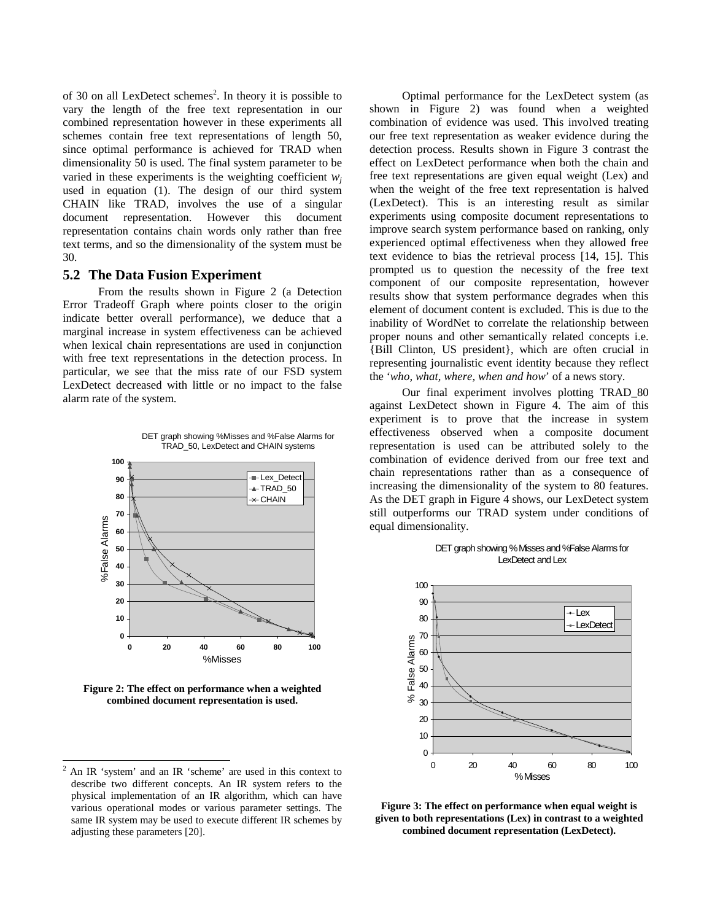of 30 on all LexDetect schemes[2]. In theory it is possible to vary the length of the free text representation in our combined representation however in these experiments all schemes contain free text representations of length 50, since optimal performance is achieved for TRAD when dimensionality 50 is used. The final system parameter to be varied in these experiments is the weighting coefficient $w_j$ used in equation (1). The design of our third system CHAIN like TRAD, involves the use of a singular document representation. However this document representation contains chain words only rather than free text terms, and so the dimensionality of the system must be 30.

## 5.2 The Data Fusion Experiment

From the results shown in Figure 2 (a Detection Error Tradeoff Graph where points closer to the origin indicate better overall performance), we deduce that a marginal increase in system effectiveness can be achieved when lexical chain representations are used in conjunction with free text representations in the detection process. In particular, we see that the miss rate of our FSD system LexDetect decreased with little or no impact to the false alarm rate of the system.

**Figure 2: The effect on performance when a weighted combined document representation is used.**

Optimal performance for the LexDetect system (as shown in Figure 2) was found when a weighted combination of evidence was used. This involved treating our free text representation as weaker evidence during the detection process. Results shown in Figure 3 contrast the effect on LexDetect performance when both the chain and free text representations are given equal weight (Lex) and when the weight of the free text representation is halved (LexDetect). This is an interesting result as similar experiments using composite document representations to improve search system performance based on ranking, only experienced optimal effectiveness when they allowed free text evidence to bias the retrieval process [14, 15]. This prompted us to question the necessity of the free text component of our composite representation, however results show that system performance degrades when this element of document content is excluded. This is due to the inability of WordNet to correlate the relationship between proper nouns and other semantically related concepts i.e. {Bill Clinton, US president}, which are often crucial in representing journalistic event identity because they reflect the '*who, what, where, when and how*' of a news story.

Our final experiment involves plotting TRAD_80 against LexDetect shown in Figure 4. The aim of this experiment is to prove that the increase in system effectiveness observed when a composite document representation is used can be attributed solely to the combination of evidence derived from our free text and chain representations rather than as a consequence of increasing the dimensionality of the system to 80 features. As the DET graph in Figure 4 shows, our LexDetect system still outperforms our TRAD system under conditions of equal dimensionality.

**Figure 3: The effect on performance when equal weight is given to both representations (Lex) in contrast to a weighted combined document representation (LexDetect).**

[2] An IR 'system' and an IR 'scheme' are used in this context to describe two different concepts. An IR system refers to the physical implementation of an IR algorithm, which can have various operational modes or various parameter settings. The same IR system may be used to execute different IR schemes by adjusting these parameters [20].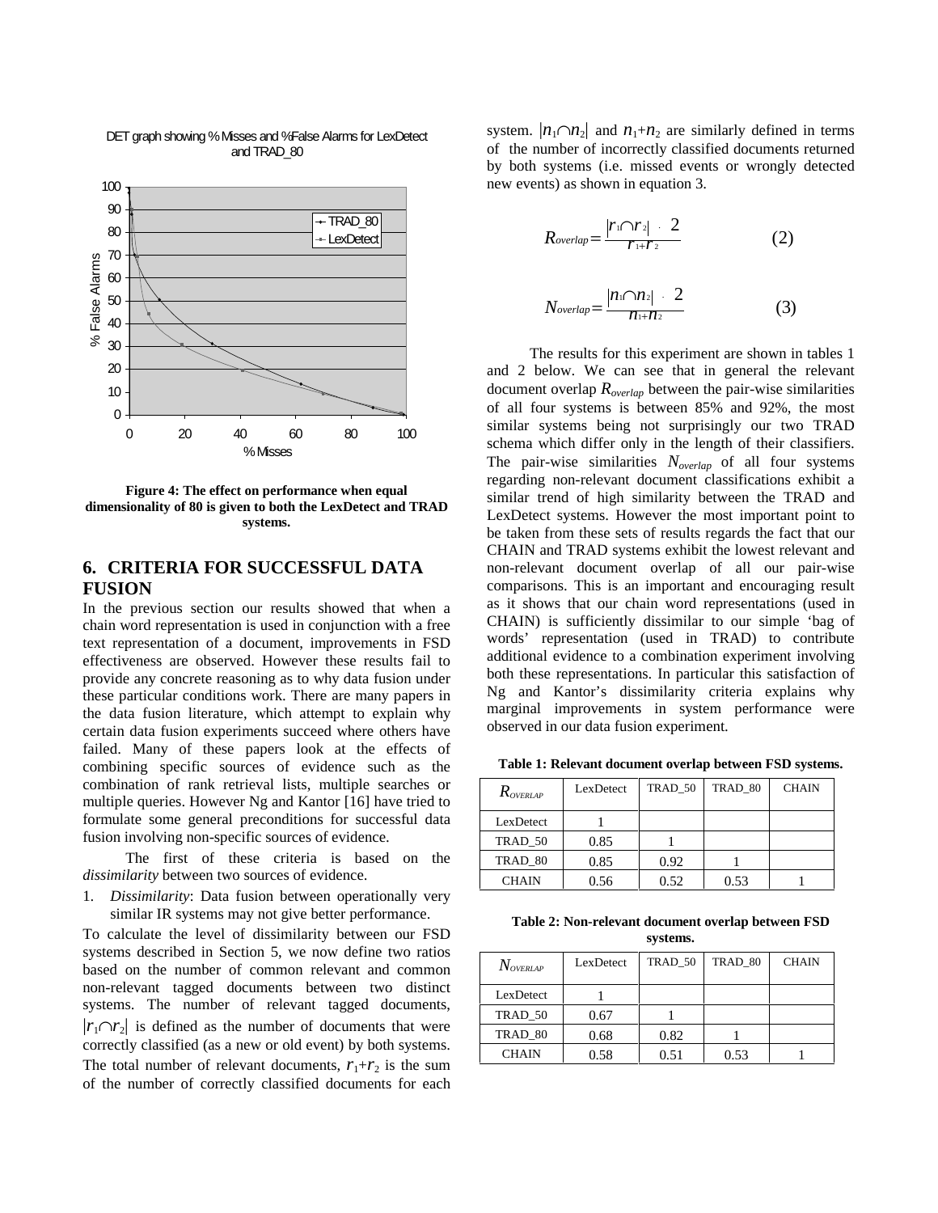DET graph showing % Misses and %False Alarms for LexDetect and TRAD_80

**Figure 4: The effect on performance when equal dimensionality of 80 is given to both the LexDetect and TRAD systems.**

## 6. CRITERIA FOR SUCCESSFUL DATA FUSION

In the previous section our results showed that when a chain word representation is used in conjunction with a free text representation of a document, improvements in FSD effectiveness are observed. However these results fail to provide any concrete reasoning as to why data fusion under these particular conditions work. There are many papers in the data fusion literature, which attempt to explain why certain data fusion experiments succeed where others have failed. Many of these papers look at the effects of combining specific sources of evidence such as the combination of rank retrieval lists, multiple searches or multiple queries. However Ng and Kantor [16] have tried to formulate some general preconditions for successful data fusion involving non-specific sources of evidence.

The first of these criteria is based on the *dissimilarity* between two sources of evidence.

1. *Dissimilarity*: Data fusion between operationally very similar IR systems may not give better performance.

To calculate the level of dissimilarity between our FSD systems described in Section 5, we now define two ratios based on the number of common relevant and common non-relevant tagged documents between two distinct systems. The number of relevant tagged documents, $|r_1 \cap r_2|$ is defined as the number of documents that were correctly classified (as a new or old event) by both systems. The total number of relevant documents, $r_1 + r_2$ is the sum of the number of correctly classified documents for each system. $|n_1 \cap n_2|$ and $n_1 + n_2$ are similarly defined in terms of the number of incorrectly classified documents returned by both systems (i.e. missed events or wrongly detected new events) as shown in equation 3.

$$R_{overlap} = \frac{|r_1 \cap r_2| \cdot 2}{r_1 + r_2} \qquad (2)$$

$$N_{overlap} = \frac{|n_1 \cap n_2| \cdot 2}{n_1 + n_2} \qquad (3)$$

The results for this experiment are shown in tables 1 and 2 below. We can see that in general the relevant document overlap $R_{overlap}$ between the pair-wise similarities of all four systems is between 85% and 92%, the most similar systems being not surprisingly our two TRAD schema which differ only in the length of their classifiers. The pair-wise similarities $N_{overlap}$ of all four systems regarding non-relevant document classifications exhibit a similar trend of high similarity between the TRAD and LexDetect systems. However the most important point to be taken from these sets of results regards the fact that our CHAIN and TRAD systems exhibit the lowest relevant and non-relevant document overlap of all our pair-wise comparisons. This is an important and encouraging result as it shows that our chain word representations (used in CHAIN) is sufficiently dissimilar to our simple 'bag of words' representation (used in TRAD) to contribute additional evidence to a combination experiment involving both these representations. In particular this satisfaction of Ng and Kantor's dissimilarity criteria explains why marginal improvements in system performance were observed in our data fusion experiment.

**Table 1: Relevant document overlap between FSD systems.**

| $R_{OVERLAP}$ | LexDetect | TRAD_50 | TRAD_80 | CHAIN |
|---|---|---|---|---|
| LexDetect | 1 | | | |
| TRAD_50 | 0.85 | 1 | | |
| TRAD_80 | 0.85 | 0.92 | 1 | |
| CHAIN | 0.56 | 0.52 | 0.53 | 1 |

**Table 2: Non-relevant document overlap between FSD systems.**

| $N_{OVERLAP}$ | LexDetect | TRAD_50 | TRAD_80 | CHAIN |
|---|---|---|---|---|
| LexDetect | 1 | | | |
| TRAD_50 | 0.67 | 1 | | |
| TRAD_80 | 0.68 | 0.82 | 1 | |
| CHAIN | 0.58 | 0.51 | 0.53 | 1 |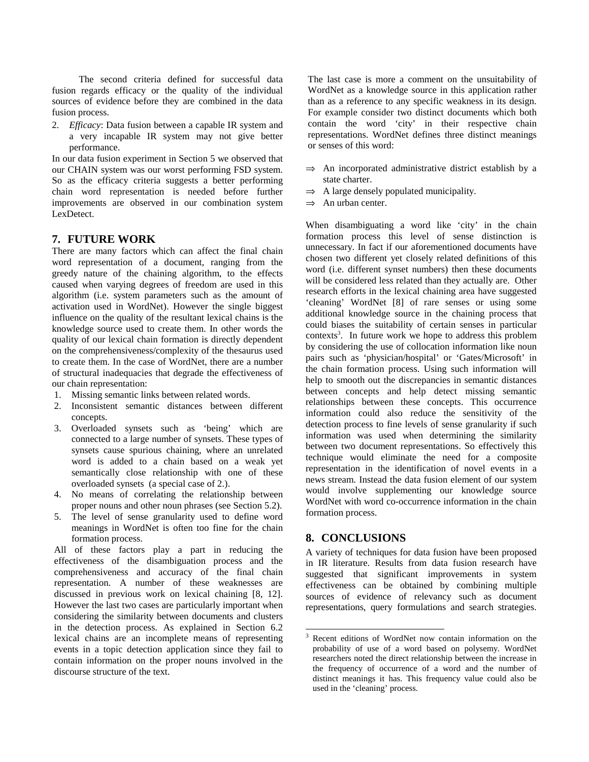The second criteria defined for successful data fusion regards efficacy or the quality of the individual sources of evidence before they are combined in the data fusion process.

2. *Efficacy*: Data fusion between a capable IR system and a very incapable IR system may not give better performance.

In our data fusion experiment in Section 5 we observed that our CHAIN system was our worst performing FSD system. So as the efficacy criteria suggests a better performing chain word representation is needed before further improvements are observed in our combination system LexDetect.

## 7. FUTURE WORK

There are many factors which can affect the final chain word representation of a document, ranging from the greedy nature of the chaining algorithm, to the effects caused when varying degrees of freedom are used in this algorithm (i.e. system parameters such as the amount of activation used in WordNet). However the single biggest influence on the quality of the resultant lexical chains is the knowledge source used to create them. In other words the quality of our lexical chain formation is directly dependent on the comprehensiveness/complexity of the thesaurus used to create them. In the case of WordNet, there are a number of structural inadequacies that degrade the effectiveness of our chain representation:

1. Missing semantic links between related words.
2. Inconsistent semantic distances between different concepts.
3. Overloaded synsets such as 'being' which are connected to a large number of synsets. These types of synsets cause spurious chaining, where an unrelated word is added to a chain based on a weak yet semantically close relationship with one of these overloaded synsets (a special case of 2.).
4. No means of correlating the relationship between proper nouns and other noun phrases (see Section 5.2).
5. The level of sense granularity used to define word meanings in WordNet is often too fine for the chain formation process.

All of these factors play a part in reducing the effectiveness of the disambiguation process and the comprehensiveness and accuracy of the final chain representation. A number of these weaknesses are discussed in previous work on lexical chaining [8, 12]. However the last two cases are particularly important when considering the similarity between documents and clusters in the detection process. As explained in Section 6.2 lexical chains are an incomplete means of representing events in a topic detection application since they fail to contain information on the proper nouns involved in the discourse structure of the text.

The last case is more a comment on the unsuitability of WordNet as a knowledge source in this application rather than as a reference to any specific weakness in its design. For example consider two distinct documents which both contain the word 'city' in their respective chain representations. WordNet defines three distinct meanings or senses of this word:

- ⇒ An incorporated administrative district establish by a state charter.
- ⇒ A large densely populated municipality.
- ⇒ An urban center.

When disambiguating a word like 'city' in the chain formation process this level of sense distinction is unnecessary. In fact if our aforementioned documents have chosen two different yet closely related definitions of this word (i.e. different synset numbers) then these documents will be considered less related than they actually are. Other research efforts in the lexical chaining area have suggested 'cleaning' WordNet [8] of rare senses or using some additional knowledge source in the chaining process that could biases the suitability of certain senses in particular contexts[3]. In future work we hope to address this problem by considering the use of collocation information like noun pairs such as 'physician/hospital' or 'Gates/Microsoft' in the chain formation process. Using such information will help to smooth out the discrepancies in semantic distances between concepts and help detect missing semantic relationships between these concepts. This occurrence information could also reduce the sensitivity of the detection process to fine levels of sense granularity if such information was used when determining the similarity between two document representations. So effectively this technique would eliminate the need for a composite representation in the identification of novel events in a news stream. Instead the data fusion element of our system would involve supplementing our knowledge source WordNet with word co-occurrence information in the chain formation process.

## 8. CONCLUSIONS

A variety of techniques for data fusion have been proposed in IR literature. Results from data fusion research have suggested that significant improvements in system effectiveness can be obtained by combining multiple sources of evidence of relevancy such as document representations, query formulations and search strategies.

[3] Recent editions of WordNet now contain information on the probability of use of a word based on polysemy. WordNet researchers noted the direct relationship between the increase in the frequency of occurrence of a word and the number of distinct meanings it has. This frequency value could also be used in the 'cleaning' process.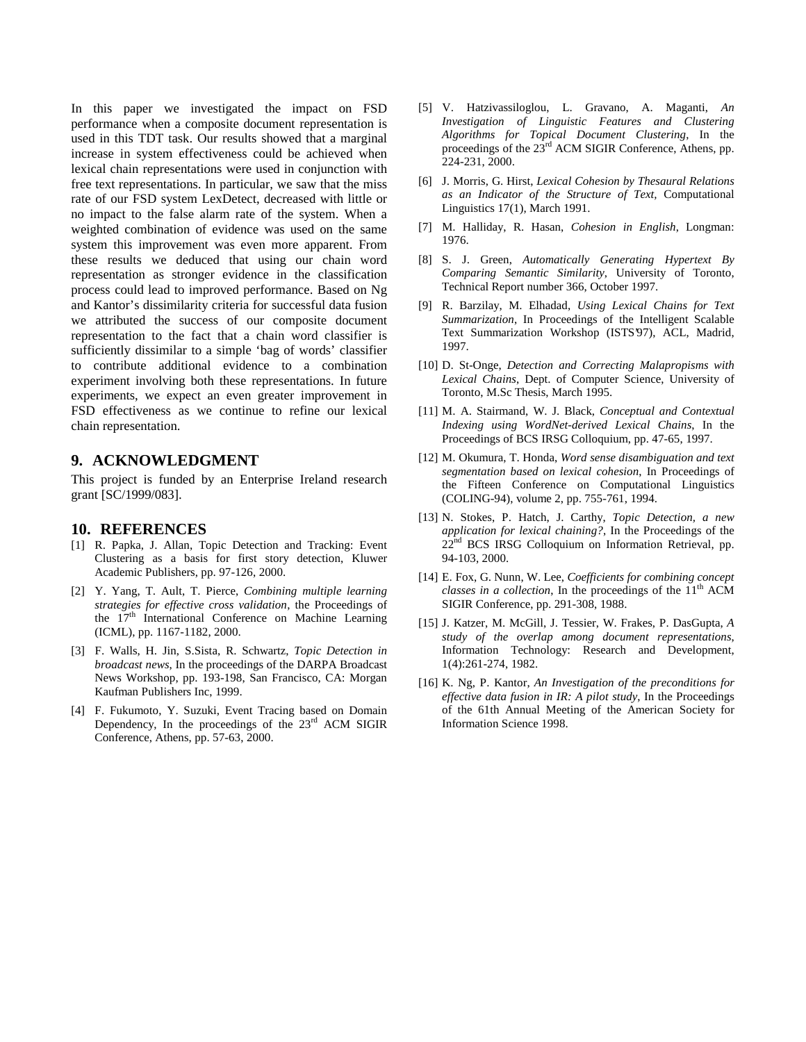In this paper we investigated the impact on FSD performance when a composite document representation is used in this TDT task. Our results showed that a marginal increase in system effectiveness could be achieved when lexical chain representations were used in conjunction with free text representations. In particular, we saw that the miss rate of our FSD system LexDetect, decreased with little or no impact to the false alarm rate of the system. When a weighted combination of evidence was used on the same system this improvement was even more apparent. From these results we deduced that using our chain word representation as stronger evidence in the classification process could lead to improved performance. Based on Ng and Kantor's dissimilarity criteria for successful data fusion we attributed the success of our composite document representation to the fact that a chain word classifier is sufficiently dissimilar to a simple 'bag of words' classifier to contribute additional evidence to a combination experiment involving both these representations. In future experiments, we expect an even greater improvement in FSD effectiveness as we continue to refine our lexical chain representation.

## 9. ACKNOWLEDGMENT

This project is funded by an Enterprise Ireland research grant [SC/1999/083].

## 10. REFERENCES

[1] R. Papka, J. Allan, Topic Detection and Tracking: Event Clustering as a basis for first story detection, Kluwer Academic Publishers, pp. 97-126, 2000.

[2] Y. Yang, T. Ault, T. Pierce, *Combining multiple learning strategies for effective cross validation*, the Proceedings of the 17th International Conference on Machine Learning (ICML), pp. 1167-1182, 2000.

[3] F. Walls, H. Jin, S.Sista, R. Schwartz, *Topic Detection in broadcast news*, In the proceedings of the DARPA Broadcast News Workshop, pp. 193-198, San Francisco, CA: Morgan Kaufman Publishers Inc, 1999.

[4] F. Fukumoto, Y. Suzuki, Event Tracing based on Domain Dependency, In the proceedings of the 23rd ACM SIGIR Conference, Athens, pp. 57-63, 2000.

[5] V. Hatzivassiloglou, L. Gravano, A. Maganti, *An Investigation of Linguistic Features and Clustering Algorithms for Topical Document Clustering*, In the proceedings of the 23rd ACM SIGIR Conference, Athens, pp. 224-231, 2000.

[6] J. Morris, G. Hirst, *Lexical Cohesion by Thesaural Relations as an Indicator of the Structure of Text,* Computational Linguistics 17(1), March 1991.

[7] M. Halliday, R. Hasan, *Cohesion in English*, Longman: 1976.

[8] S. J. Green, *Automatically Generating Hypertext By Comparing Semantic Similarity*, University of Toronto, Technical Report number 366, October 1997.

[9] R. Barzilay, M. Elhadad, *Using Lexical Chains for Text Summarization*, In Proceedings of the Intelligent Scalable Text Summarization Workshop (ISTS'97), ACL, Madrid, 1997.

[10] D. St-Onge, *Detection and Correcting Malapropisms with Lexical Chains*, Dept. of Computer Science, University of Toronto, M.Sc Thesis, March 1995.

[11] M. A. Stairmand, W. J. Black, *Conceptual and Contextual Indexing using WordNet-derived Lexical Chains*, In the Proceedings of BCS IRSG Colloquium, pp. 47-65, 1997.

[12] M. Okumura, T. Honda, *Word sense disambiguation and text segmentation based on lexical cohesion*, In Proceedings of the Fifteen Conference on Computational Linguistics (COLING-94), volume 2, pp. 755-761, 1994.

[13] N. Stokes, P. Hatch, J. Carthy, *Topic Detection, a new application for lexical chaining?*, In the Proceedings of the 22nd BCS IRSG Colloquium on Information Retrieval, pp. 94-103, 2000.

[14] E. Fox, G. Nunn, W. Lee, *Coefficients for combining concept classes in a collection*, In the proceedings of the 11th ACM SIGIR Conference, pp. 291-308, 1988.

[15] J. Katzer, M. McGill, J. Tessier, W. Frakes, P. DasGupta, *A study of the overlap among document representations*, Information Technology: Research and Development, 1(4):261-274, 1982.

[16] K. Ng, P. Kantor, *An Investigation of the preconditions for effective data fusion in IR: A pilot study*, In the Proceedings of the 61th Annual Meeting of the American Society for Information Science 1998.